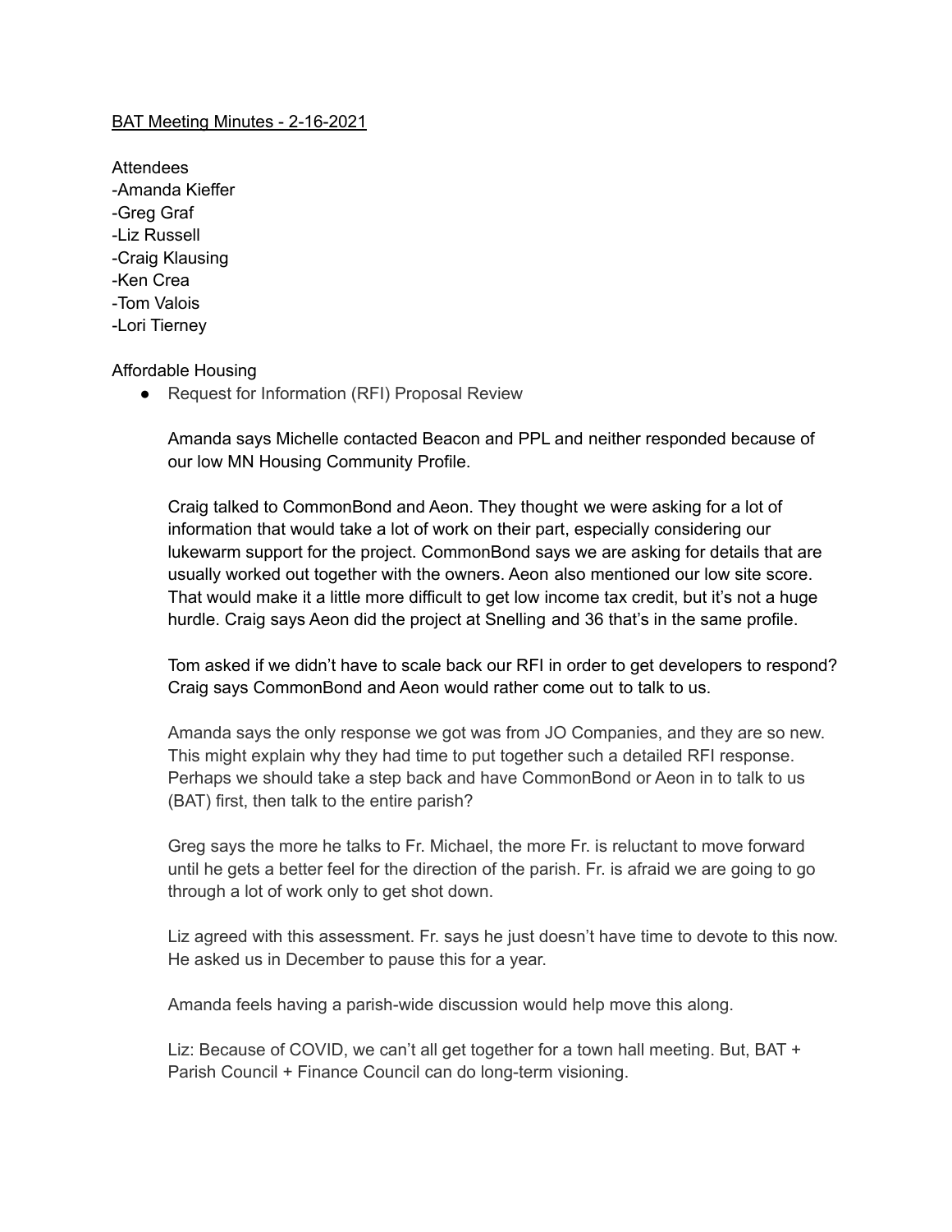<u>BAT Meeting Minutes - 2-16-2021</u>

Attendees
-Amanda Kieffer
-Greg Graf
-Liz Russell
-Craig Klausing
-Ken Crea
-Tom Valois
-Lori Tierney

Affordable Housing

- Request for Information (RFI) Proposal Review

  Amanda says Michelle contacted Beacon and PPL and neither responded because of our low MN Housing Community Profile.

  Craig talked to CommonBond and Aeon. They thought we were asking for a lot of information that would take a lot of work on their part, especially considering our lukewarm support for the project. CommonBond says we are asking for details that are usually worked out together with the owners. Aeon also mentioned our low site score. That would make it a little more difficult to get low income tax credit, but it's not a huge hurdle. Craig says Aeon did the project at Snelling and 36 that's in the same profile.

  Tom asked if we didn't have to scale back our RFI in order to get developers to respond? Craig says CommonBond and Aeon would rather come out to talk to us.

  Amanda says the only response we got was from JO Companies, and they are so new. This might explain why they had time to put together such a detailed RFI response. Perhaps we should take a step back and have CommonBond or Aeon in to talk to us (BAT) first, then talk to the entire parish?

  Greg says the more he talks to Fr. Michael, the more Fr. is reluctant to move forward until he gets a better feel for the direction of the parish. Fr. is afraid we are going to go through a lot of work only to get shot down.

  Liz agreed with this assessment. Fr. says he just doesn't have time to devote to this now. He asked us in December to pause this for a year.

  Amanda feels having a parish-wide discussion would help move this along.

  Liz: Because of COVID, we can't all get together for a town hall meeting. But, BAT + Parish Council + Finance Council can do long-term visioning.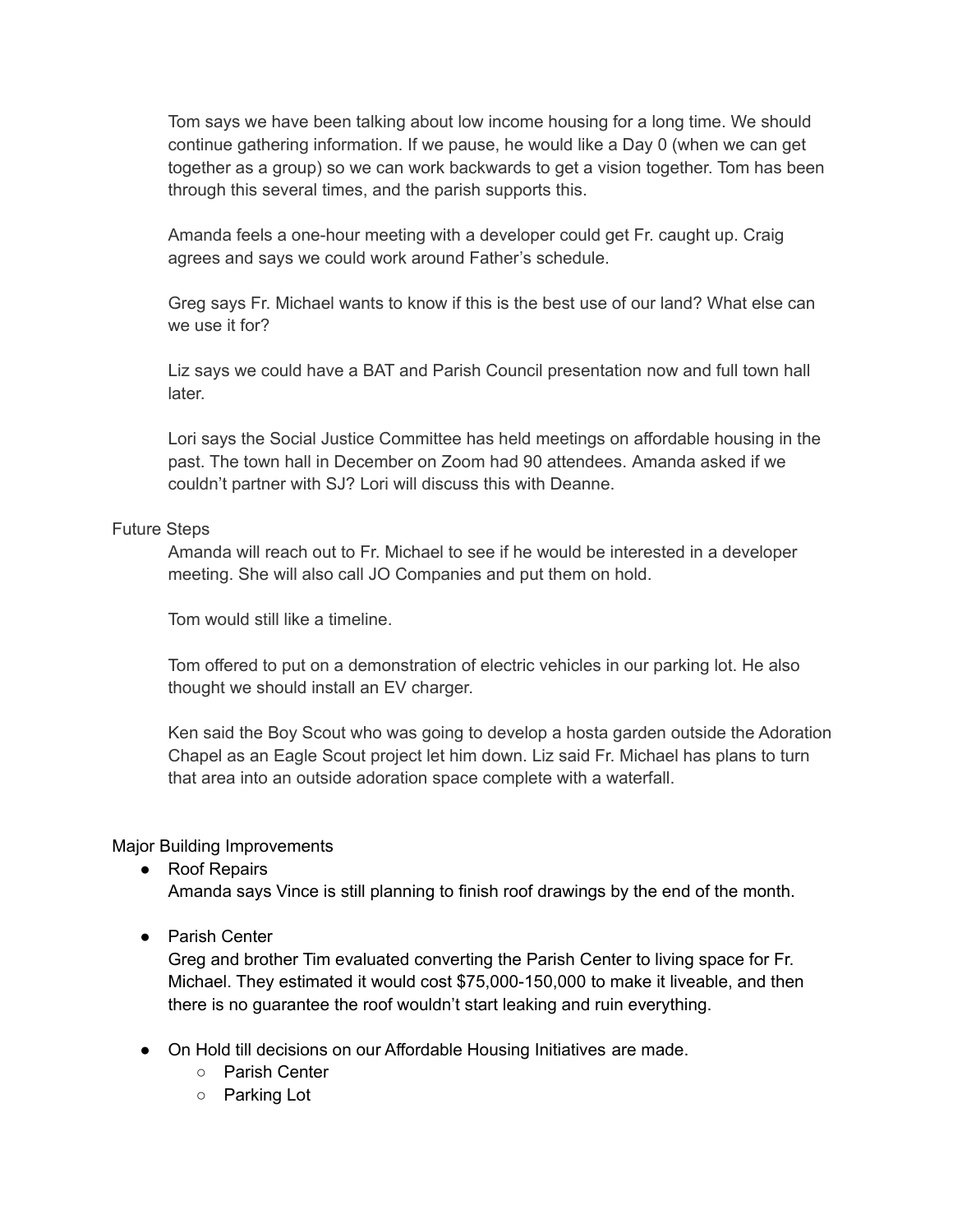Tom says we have been talking about low income housing for a long time. We should continue gathering information. If we pause, he would like a Day 0 (when we can get together as a group) so we can work backwards to get a vision together. Tom has been through this several times, and the parish supports this.

Amanda feels a one-hour meeting with a developer could get Fr. caught up. Craig agrees and says we could work around Father's schedule.

Greg says Fr. Michael wants to know if this is the best use of our land? What else can we use it for?

Liz says we could have a BAT and Parish Council presentation now and full town hall later.

Lori says the Social Justice Committee has held meetings on affordable housing in the past. The town hall in December on Zoom had 90 attendees. Amanda asked if we couldn't partner with SJ? Lori will discuss this with Deanne.

Future Steps

Amanda will reach out to Fr. Michael to see if he would be interested in a developer meeting. She will also call JO Companies and put them on hold.

Tom would still like a timeline.

Tom offered to put on a demonstration of electric vehicles in our parking lot. He also thought we should install an EV charger.

Ken said the Boy Scout who was going to develop a hosta garden outside the Adoration Chapel as an Eagle Scout project let him down. Liz said Fr. Michael has plans to turn that area into an outside adoration space complete with a waterfall.

Major Building Improvements

- Roof Repairs
  Amanda says Vince is still planning to finish roof drawings by the end of the month.

- Parish Center
  Greg and brother Tim evaluated converting the Parish Center to living space for Fr. Michael. They estimated it would cost $75,000-150,000 to make it liveable, and then there is no guarantee the roof wouldn't start leaking and ruin everything.

- On Hold till decisions on our Affordable Housing Initiatives are made.
  - Parish Center
  - Parking Lot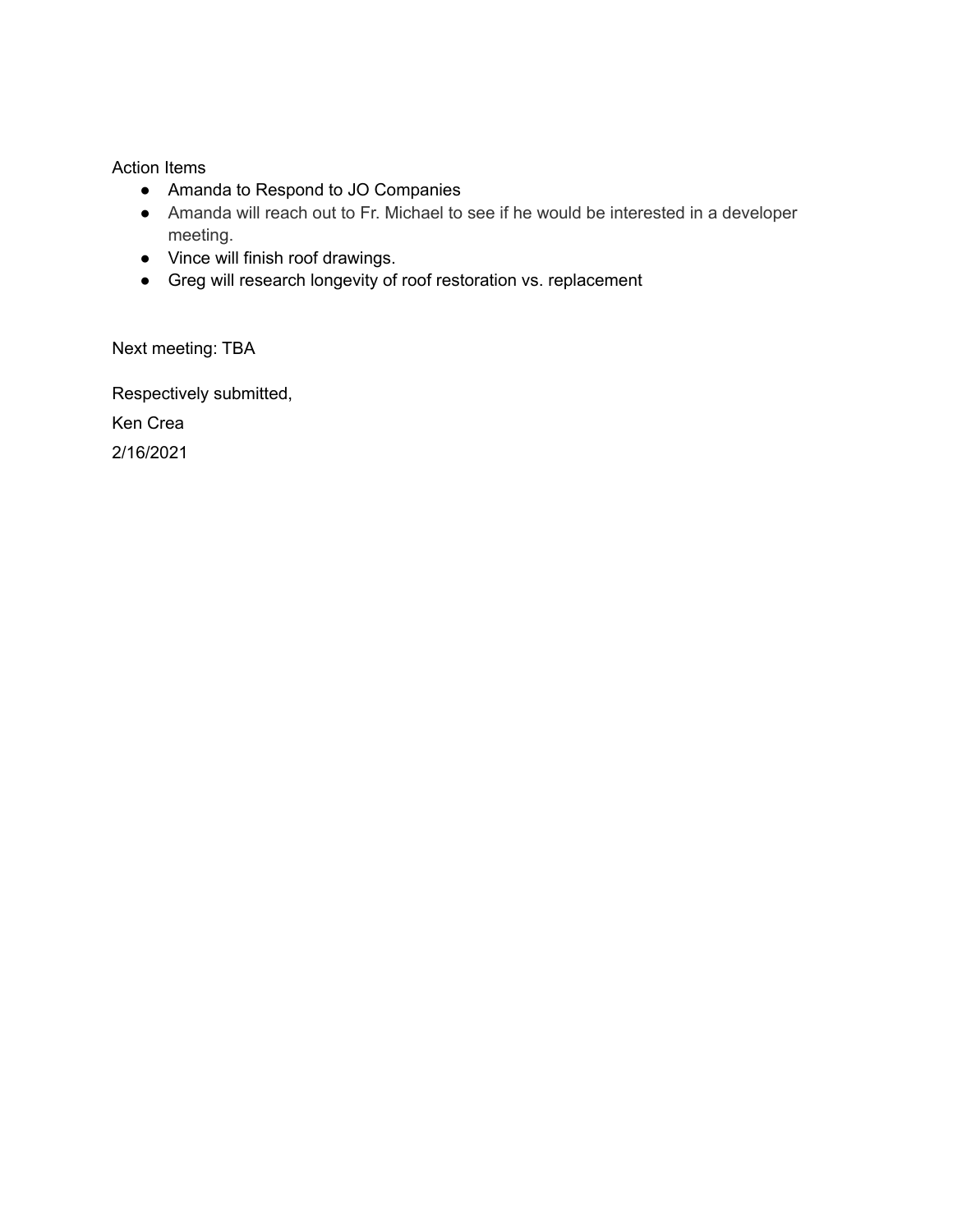Action Items

- Amanda to Respond to JO Companies
- Amanda will reach out to Fr. Michael to see if he would be interested in a developer meeting.
- Vince will finish roof drawings.
- Greg will research longevity of roof restoration vs. replacement

Next meeting: TBA

Respectively submitted,

Ken Crea

2/16/2021